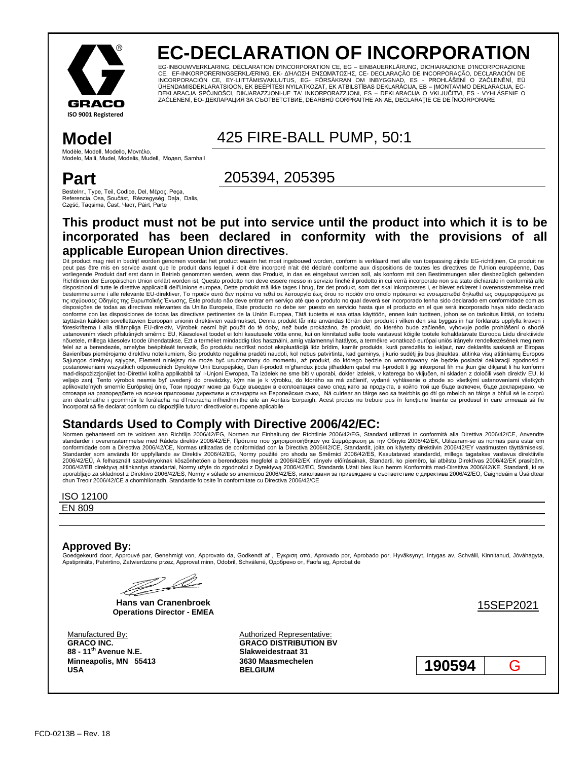GRACO

ISO 9001 Registered

# EC-DECLARATION OF INCORPORATION

EG-INBOUWVERKLARING, DÉCLARATION D'INCORPORATION CE, EG – EINBAUERKLÄRUNG, DICHIARAZIONE D'INCORPORAZIONE CE, EF-INKORPORERINGSERKLÆRING, ΕΚ- ΔΗΛΩΣΗ ΕΝΣΩΜΑΤΩΣΗΣ, CE- DECLARAÇÃO DE INCORPORAÇÃO, DECLARACIÓN DE INCORPORACIÓN CE, EY-LIITTÄMISVAKUUTUS, EG- FÖRSÄKRAN OM INBYGGNAD, ES - PROHLÁŠENÍ O ZAČLENĚNÍ, EÜ ÜHENDAMISDEKLARATSIOON, EK BEÉPÍTÉSI NYILATKOZAT, EK ATBILSTĪBAS DEKLARĀCIJA, EB – ĮMONTAVIMO DEKLARACIJA, EC-DEKLARACJA SPÓJNOŚCI, DIKJARAZZJONI-UE TA' INKORPORAZZJONI, ES – DEKLARACIJA O VKLJUČITVI, ES - VYHLÁSENIE O ZAČLENENÍ, EO- ДЕКЛАРАЦИЯ ЗА СЪОТВЕТСТВИЕ, DEARBHÚ CORPRAITHE AN AE, DECLARAŢIE CE DE ÎNCORPORARE

## Model

Modèle, Modell, Modello, Μοντέλο, Modelo, Malli, Mudel, Modelis, Mudell, Модел, Samhail

425 FIRE-BALL PUMP, 50:1

## Part

Bestelnr., Type, Teil, Codice, Del, Μέρος, Peça, Referencia, Osa, Součást, Részegység, Daļa, Dalis, Część, Taqsima, Časť, Част, Páirt, Parte

205394, 205395

## This product must not be put into service until the product into which it is to be incorporated has been declared in conformity with the provisions of all applicable European Union directives.

Dit product mag niet in bedrijf worden genomen voordat het product waarin het moet ingebouwd worden, conform is verklaard met alle van toepassing zijnde EG-richtlijnen, Ce produit ne peut pas être mis en service avant que le produit dans lequel il doit être incorporé n'ait été déclaré conforme aux dispositions de toutes les directives de l'Union européenne, Das vorliegende Produkt darf erst dann in Betrieb genommen werden, wenn das Produkt, in das es eingebaut werden soll, als konform mit den Bestimmungen aller diesbezüglich geltenden Richtlinien der Europäischen Union erklärt worden ist, Questo prodotto non deve essere messo in servizio finché il prodotto in cui verrà incorporato non sia stato dichiarato in conformità alle disposizioni di tutte le direttive applicabili dell'Unione europea, Dette produkt må ikke tages i brug, før det produkt, som det skal inkorporeres i, er blevet erklæret i overensstemmelse med bestemmelserne i alle relevante EU-direktiver, Το προϊόν αυτό δεν πρέπει να τεθεί σε λειτουργία έως ότου το προϊόν στο οποίο πρόκειται να ενσωματωθεί δηλωθεί ως συμμορφούμενο με τις ισχύουσες Οδηγίες της Ευρωπαϊκής Ένωσης, Este produto não deve entrar em serviço até que o produto no qual deverá ser incorporado tenha sido declarado em conformidade com as disposições de todas as directivas relevantes da União Europeia, Este producto no debe ser puesto en servicio hasta que el producto en el que será incorporado haya sido declarado conforme con las disposiciones de todas las directivas pertinentes de la Unión Europea, Tätä tuotetta ei saa ottaa käyttöön, ennen kuin tuotteen, johon se on tarkoitus liittää, on todettu täyttävän kaikkien sovellettavien Euroopan unionin direktiivien vaatimukset, Denna produkt får inte användas förrän den produkt i vilken den ska byggas in har förklarats uppfylla kraven i föreskrifterna i alla tillämpliga EU-direktiv, Výrobek nesmí být použit do té doby, než bude prokázáno, že produkt, do kterého bude začleněn, vyhovuje podle prohlášení o shodě ustanovením všech příslušných směrnic EU, Käesolevat toodet ei tohi kasutusele võtta enne, kui on kinnitatud selle toote vastavust kõigile tootele kohaldatavate Euroopa Liidu direktiivide nõuetele, millega käesolev toode ühendatakse, Ezt a terméket mindaddig tilos használni, amíg valamennyi hatályos, a termékre vonatkozó európai uniós irányelv rendelkezésének meg nem felel az a berendezés, amelybe beépítését tervezik, Šo produktu nedrīkst nodot ekspluatācijā līdz brīdim, kamēr produkts, kurā paredzēts to iekļaut, nav deklarēts saskaņā ar Eiropas Savienības piemērojamo direktīvu noteikumiem, Šio produkto negalima pradėti naudoti, kol nebus patvirtinta, kad gaminys, į kurio sudėtį jis bus įtrauktas, atitinka visų atitinkamų Europos Sąjungos direktyvų sąlygas, Element niniejszy nie może być uruchamiany do momentu, aż produkt, do którego będzie on wmontowany nie będzie posiadał deklaracji zgodności z postanowieniami wszystkich odpowiednich Dyrektyw Unii Europejskiej, Dan il-prodott m'għandux jibda jitħaddem qabel ma l-prodott li jiġi inkorporat fih ma jkun ġie dikjarat li hu konformi mad-dispożizzjonijiet tad-Direttivi kollha applikabbli ta' l-Unjoni Ewropea, Ta izdelek ne sme biti v uporabi, dokler izdelek, v katerega bo vključen, ni skladen z določili vseh direktiv EU, ki veljajo zanj, Tento výrobok nesmie byť uvedený do prevádzky, kým nie je k výrobku, do ktorého sa má začleniť, vydané vyhlásenie o zhode so všetkými ustanoveniami všetkých aplikovateľných smerníc Európskej únie, Този продукт може да бъде въведен в експлоатация само след като за продукта, в който той ще бъде включен, бъде декларирано, че отговаря на разпоредбите на всички приложими директиви и стандарти на Европейския съюз, Ná cuirtear an táirge seo sa tseirbhís go dtí go mbeidh an táirge a bhfuil sé le corprú ann dearbhaithe i gcomhréir le forálacha na dTreoracha infheidhmithe uile an Aontais Eorpaigh, Acest produs nu trebuie pus în funcţiune înainte ca produsul în care urmează să fie încorporat să fie declarat conform cu dispoziţiile tuturor directivelor europene aplicabile

## Standards Used to Comply with Directive 2006/42/EC:

Normen gehanteerd om te voldoen aan Richtlijn 2006/42/EG, Normen zur Einhaltung der Richtlinie 2006/42/EG, Standard utilizzati in conformità alla Direttiva 2006/42/CE, Anvendte standarder i overensstemmelse med Rådets direktiv 2006/42/EF, Πρότυπα που χρησιμοποιήθηκαν για Συμμόρφωση με την Οδηγία 2006/42/ΕΚ, Utilizaram-se as normas para estar em conformidade com a Directiva 2006/42/CE, Normas utilizadas de conformidad con la Directiva 2006/42/CE, Standardit, joita on käytetty direktiivin 2006/42/EY vaatimusten täyttämiseksi, Standarder som används för uppfyllande av Direktiv 2006/42/EG, Normy použité pro shodu se Směrnicí 2006/42/ES, Kasutatavad standardid, millega tagatakse vastavus direktiivile 2006/42/EÜ, A felhasznált szabványoknak köszönhetően a berendezés megfelel a 2006/42/EK irányelv előírásainak, Standarti, ko piemēro, lai atbilstu Direktīvas 2006/42/EK prasībām, 2006/42/EB direktyvą atitinkantys standartai, Normy użyte do zgodności z Dyrektywą 2006/42/EC, Standards Użati biex ikun hemm Konformità mad-Direttiva 2006/42/KE, Standardi, ki se uporabljajo za skladnost z Direktivo 2006/42/ES, Normy v súlade so smernicou 2006/42/ES, използвани за привеждане в съответствие с директива 2006/42/EO, Caighdeáin a Úsáidtear chun Treoir 2006/42/CE a chomhlíonadh, Standarde folosite în conformitate cu Directiva 2006/42/CE

ISO 12100

EN 809

## Approved By:

Goedgekeurd door, Approuvé par, Genehmigt von, Approvato da, Godkendt af , Έγκριση από, Aprovado por, Aprobado por, Hyväksynyt, Intygas av, Schválil, Kinnitanud, Jóváhagyta, Apstiprināts, Patvirtino, Zatwierdzone przez, Approvat minn, Odobril, Schválené, Одобрено от, Faofa ag, Aprobat de

**Hans van Cranenbroek**
**Operations Director - EMEA**

15SEP2021

Manufactured By:
**GRACO INC.**
**88 - 11th Avenue N.E.**
**Minneapolis, MN 55413**
**USA**

Authorized Representative:
**GRACO DISTRIBUTION BV**
**Slakweidestraat 31**
**3630 Maasmechelen**
**BELGIUM**

| **190594** | G |
|---|---|

FCD-0213B – Rev. 18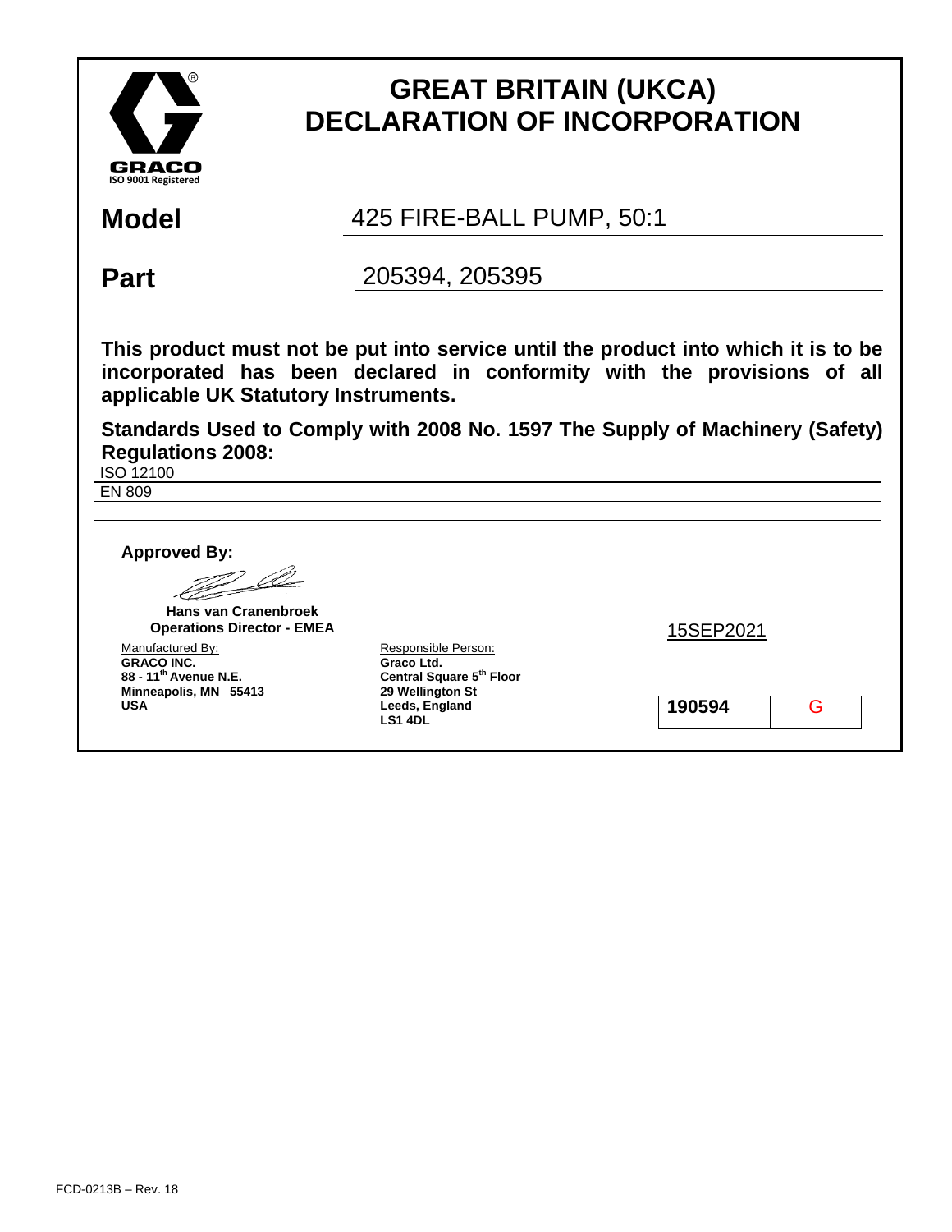GRACO
ISO 9001 Registered

# GREAT BRITAIN (UKCA) DECLARATION OF INCORPORATION

**Model** 425 FIRE-BALL PUMP, 50:1

**Part** 205394, 205395

**This product must not be put into service until the product into which it is to be incorporated has been declared in conformity with the provisions of all applicable UK Statutory Instruments.**

**Standards Used to Comply with 2008 No. 1597 The Supply of Machinery (Safety) Regulations 2008:**

ISO 12100

EN 809

**Approved By:**

**Hans van Cranenbroek**
**Operations Director - EMEA**

15SEP2021

Manufactured By:
**GRACO INC.**
**88 - 11th Avenue N.E.**
**Minneapolis, MN 55413**
**USA**

Responsible Person:
**Graco Ltd.**
**Central Square 5th Floor**
**29 Wellington St**
**Leeds, England**
**LS1 4DL**

| | |
|---|---|
| **190594** | G |

FCD-0213B – Rev. 18